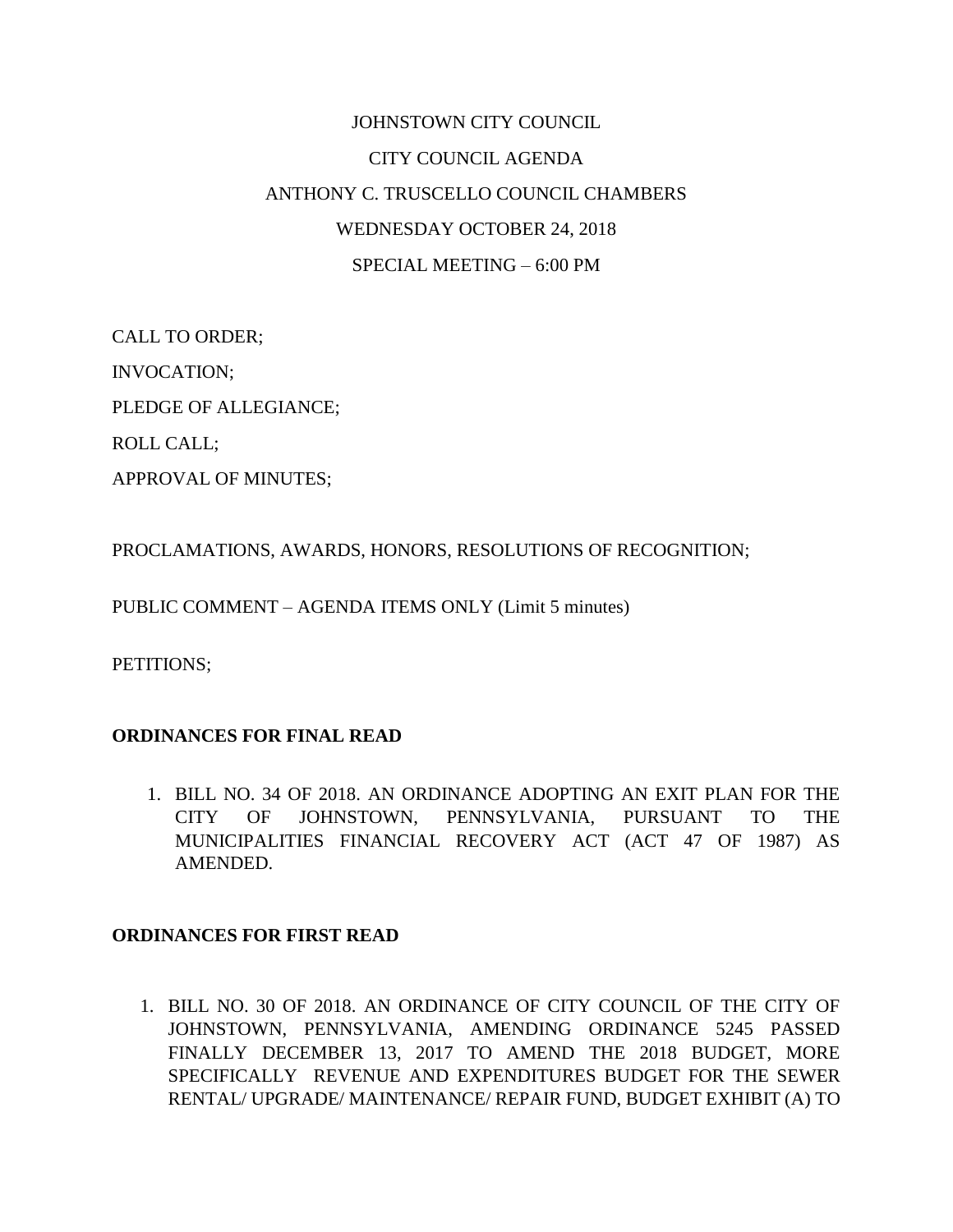JOHNSTOWN CITY COUNCIL

CITY COUNCIL AGENDA

ANTHONY C. TRUSCELLO COUNCIL CHAMBERS

WEDNESDAY OCTOBER 24, 2018

SPECIAL MEETING – 6:00 PM

CALL TO ORDER;

INVOCATION;

PLEDGE OF ALLEGIANCE;

ROLL CALL;

APPROVAL OF MINUTES;

PROCLAMATIONS, AWARDS, HONORS, RESOLUTIONS OF RECOGNITION;

PUBLIC COMMENT – AGENDA ITEMS ONLY (Limit 5 minutes)

PETITIONS;

**ORDINANCES FOR FINAL READ**

1. BILL NO. 34 OF 2018. AN ORDINANCE ADOPTING AN EXIT PLAN FOR THE CITY OF JOHNSTOWN, PENNSYLVANIA, PURSUANT TO THE MUNICIPALITIES FINANCIAL RECOVERY ACT (ACT 47 OF 1987) AS AMENDED.

**ORDINANCES FOR FIRST READ**

1. BILL NO. 30 OF 2018. AN ORDINANCE OF CITY COUNCIL OF THE CITY OF JOHNSTOWN, PENNSYLVANIA, AMENDING ORDINANCE 5245 PASSED FINALLY DECEMBER 13, 2017 TO AMEND THE 2018 BUDGET, MORE SPECIFICALLY REVENUE AND EXPENDITURES BUDGET FOR THE SEWER RENTAL/ UPGRADE/ MAINTENANCE/ REPAIR FUND, BUDGET EXHIBIT (A) TO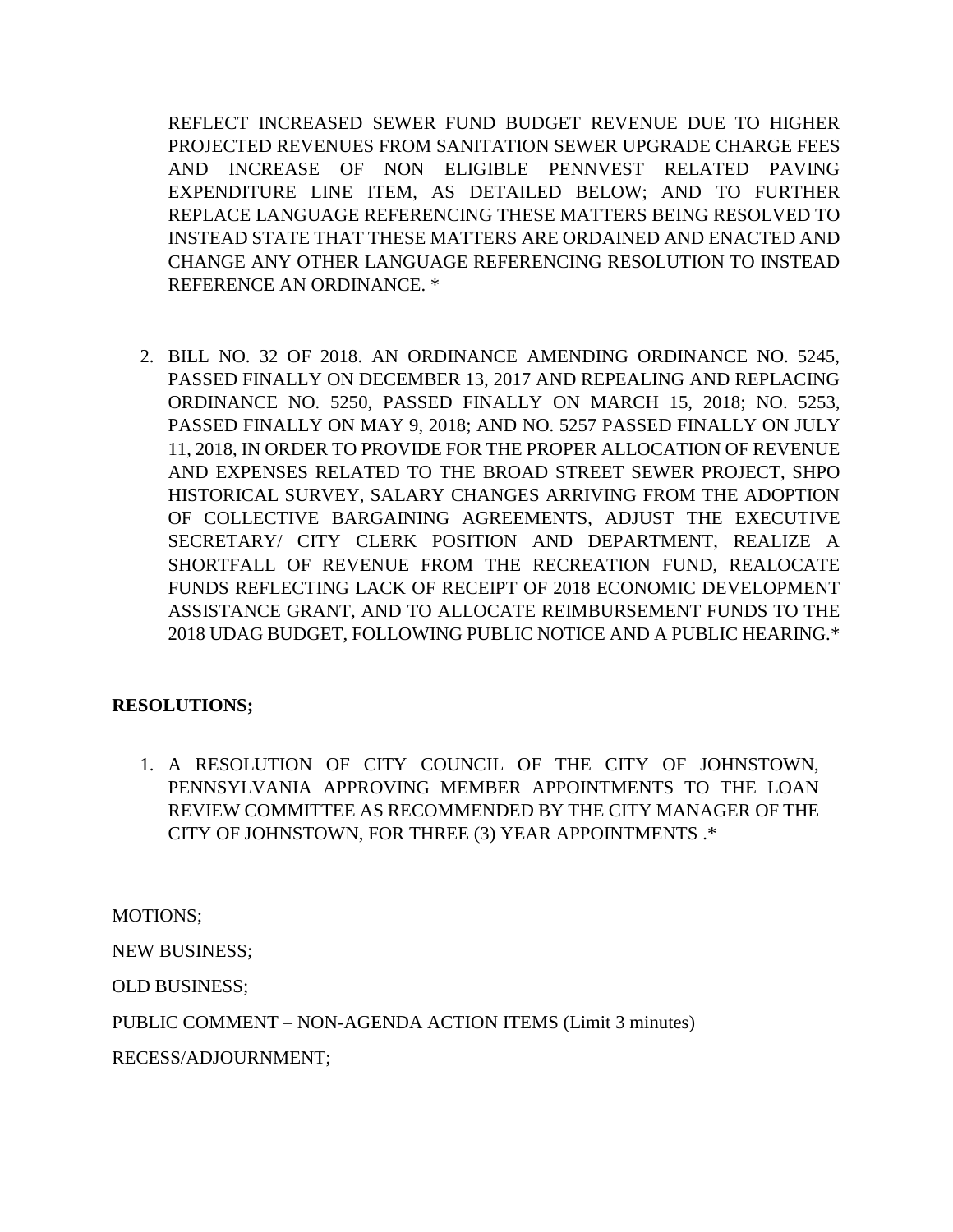REFLECT INCREASED SEWER FUND BUDGET REVENUE DUE TO HIGHER PROJECTED REVENUES FROM SANITATION SEWER UPGRADE CHARGE FEES AND INCREASE OF NON ELIGIBLE PENNVEST RELATED PAVING EXPENDITURE LINE ITEM, AS DETAILED BELOW; AND TO FURTHER REPLACE LANGUAGE REFERENCING THESE MATTERS BEING RESOLVED TO INSTEAD STATE THAT THESE MATTERS ARE ORDAINED AND ENACTED AND CHANGE ANY OTHER LANGUAGE REFERENCING RESOLUTION TO INSTEAD REFERENCE AN ORDINANCE. *

2. BILL NO. 32 OF 2018. AN ORDINANCE AMENDING ORDINANCE NO. 5245, PASSED FINALLY ON DECEMBER 13, 2017 AND REPEALING AND REPLACING ORDINANCE NO. 5250, PASSED FINALLY ON MARCH 15, 2018; NO. 5253, PASSED FINALLY ON MAY 9, 2018; AND NO. 5257 PASSED FINALLY ON JULY 11, 2018, IN ORDER TO PROVIDE FOR THE PROPER ALLOCATION OF REVENUE AND EXPENSES RELATED TO THE BROAD STREET SEWER PROJECT, SHPO HISTORICAL SURVEY, SALARY CHANGES ARRIVING FROM THE ADOPTION OF COLLECTIVE BARGAINING AGREEMENTS, ADJUST THE EXECUTIVE SECRETARY/ CITY CLERK POSITION AND DEPARTMENT, REALIZE A SHORTFALL OF REVENUE FROM THE RECREATION FUND, REALOCATE FUNDS REFLECTING LACK OF RECEIPT OF 2018 ECONOMIC DEVELOPMENT ASSISTANCE GRANT, AND TO ALLOCATE REIMBURSEMENT FUNDS TO THE 2018 UDAG BUDGET, FOLLOWING PUBLIC NOTICE AND A PUBLIC HEARING.*

**RESOLUTIONS;**

1. A RESOLUTION OF CITY COUNCIL OF THE CITY OF JOHNSTOWN, PENNSYLVANIA APPROVING MEMBER APPOINTMENTS TO THE LOAN REVIEW COMMITTEE AS RECOMMENDED BY THE CITY MANAGER OF THE CITY OF JOHNSTOWN, FOR THREE (3) YEAR APPOINTMENTS .*

MOTIONS;

NEW BUSINESS;

OLD BUSINESS;

PUBLIC COMMENT – NON-AGENDA ACTION ITEMS (Limit 3 minutes)

RECESS/ADJOURNMENT;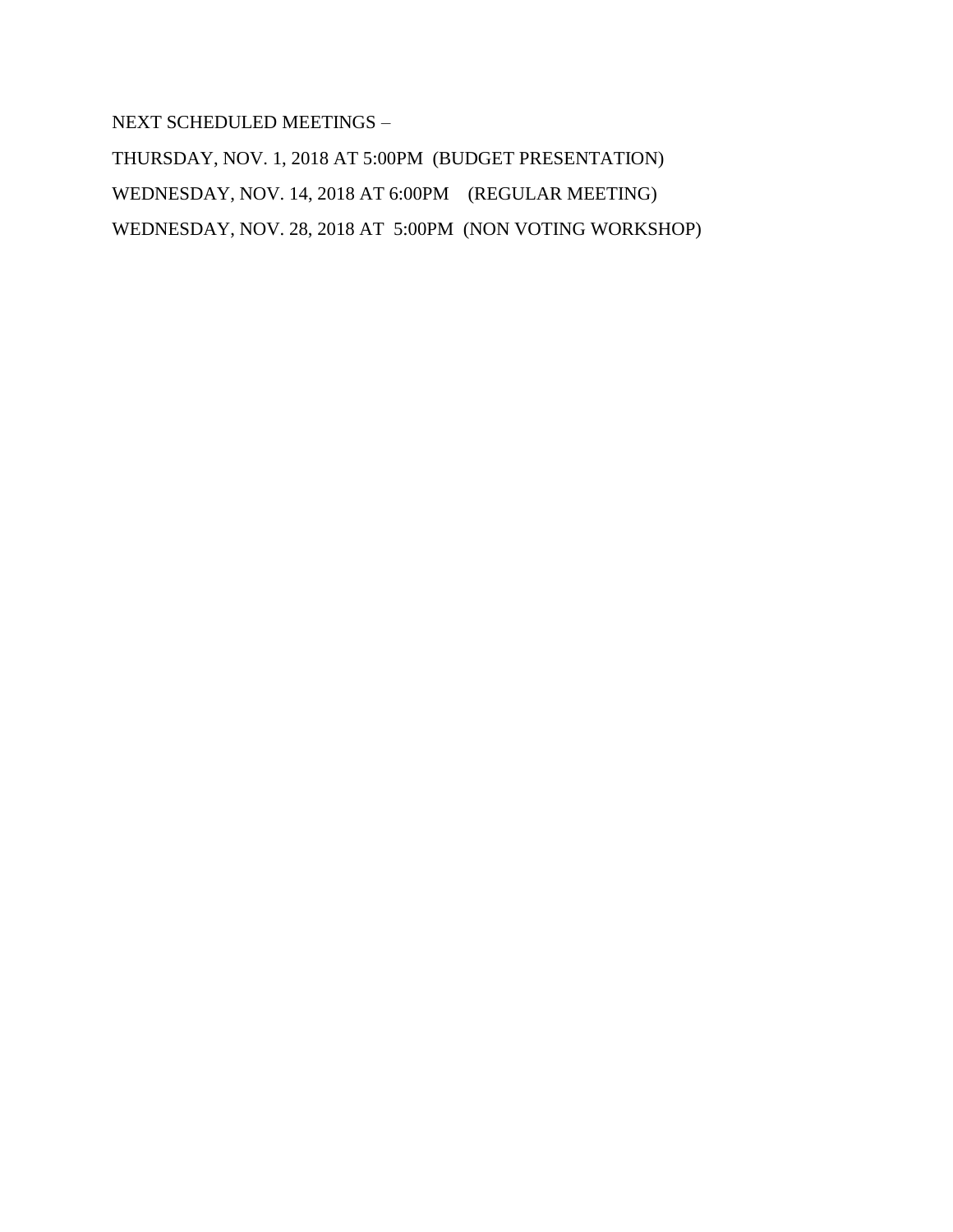NEXT SCHEDULED MEETINGS –

THURSDAY, NOV. 1, 2018 AT 5:00PM (BUDGET PRESENTATION)

WEDNESDAY, NOV. 14, 2018 AT 6:00PM (REGULAR MEETING)

WEDNESDAY, NOV. 28, 2018 AT 5:00PM (NON VOTING WORKSHOP)